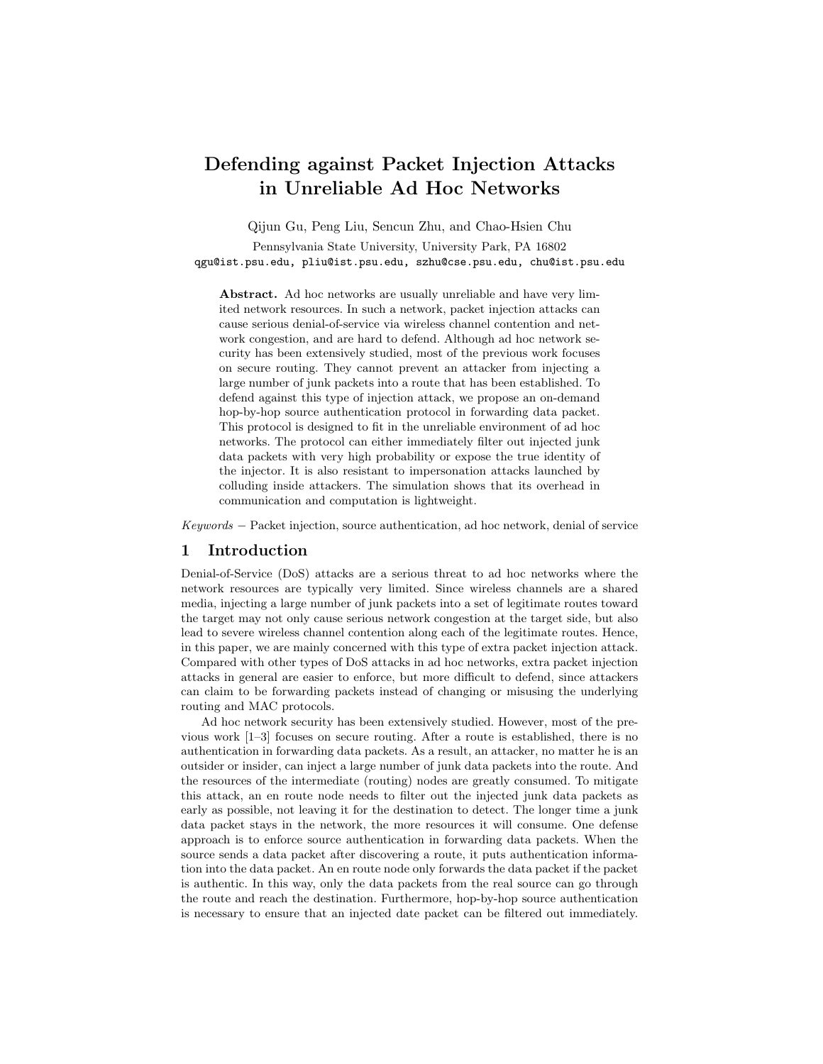# Defending against Packet Injection Attacks in Unreliable Ad Hoc Networks

Qijun Gu, Peng Liu, Sencun Zhu, and Chao-Hsien Chu

Pennsylvania State University, University Park, PA 16802
qgu@ist.psu.edu, pliu@ist.psu.edu, szhu@cse.psu.edu, chu@ist.psu.edu

**Abstract.** Ad hoc networks are usually unreliable and have very limited network resources. In such a network, packet injection attacks can cause serious denial-of-service via wireless channel contention and network congestion, and are hard to defend. Although ad hoc network security has been extensively studied, most of the previous work focuses on secure routing. They cannot prevent an attacker from injecting a large number of junk packets into a route that has been established. To defend against this type of injection attack, we propose an on-demand hop-by-hop source authentication protocol in forwarding data packet. This protocol is designed to fit in the unreliable environment of ad hoc networks. The protocol can either immediately filter out injected junk data packets with very high probability or expose the true identity of the injector. It is also resistant to impersonation attacks launched by colluding inside attackers. The simulation shows that its overhead in communication and computation is lightweight.

*Keywords* − Packet injection, source authentication, ad hoc network, denial of service

## 1 Introduction

Denial-of-Service (DoS) attacks are a serious threat to ad hoc networks where the network resources are typically very limited. Since wireless channels are a shared media, injecting a large number of junk packets into a set of legitimate routes toward the target may not only cause serious network congestion at the target side, but also lead to severe wireless channel contention along each of the legitimate routes. Hence, in this paper, we are mainly concerned with this type of extra packet injection attack. Compared with other types of DoS attacks in ad hoc networks, extra packet injection attacks in general are easier to enforce, but more difficult to defend, since attackers can claim to be forwarding packets instead of changing or misusing the underlying routing and MAC protocols.

Ad hoc network security has been extensively studied. However, most of the previous work [1–3] focuses on secure routing. After a route is established, there is no authentication in forwarding data packets. As a result, an attacker, no matter he is an outsider or insider, can inject a large number of junk data packets into the route. And the resources of the intermediate (routing) nodes are greatly consumed. To mitigate this attack, an en route node needs to filter out the injected junk data packets as early as possible, not leaving it for the destination to detect. The longer time a junk data packet stays in the network, the more resources it will consume. One defense approach is to enforce source authentication in forwarding data packets. When the source sends a data packet after discovering a route, it puts authentication information into the data packet. An en route node only forwards the data packet if the packet is authentic. In this way, only the data packets from the real source can go through the route and reach the destination. Furthermore, hop-by-hop source authentication is necessary to ensure that an injected date packet can be filtered out immediately.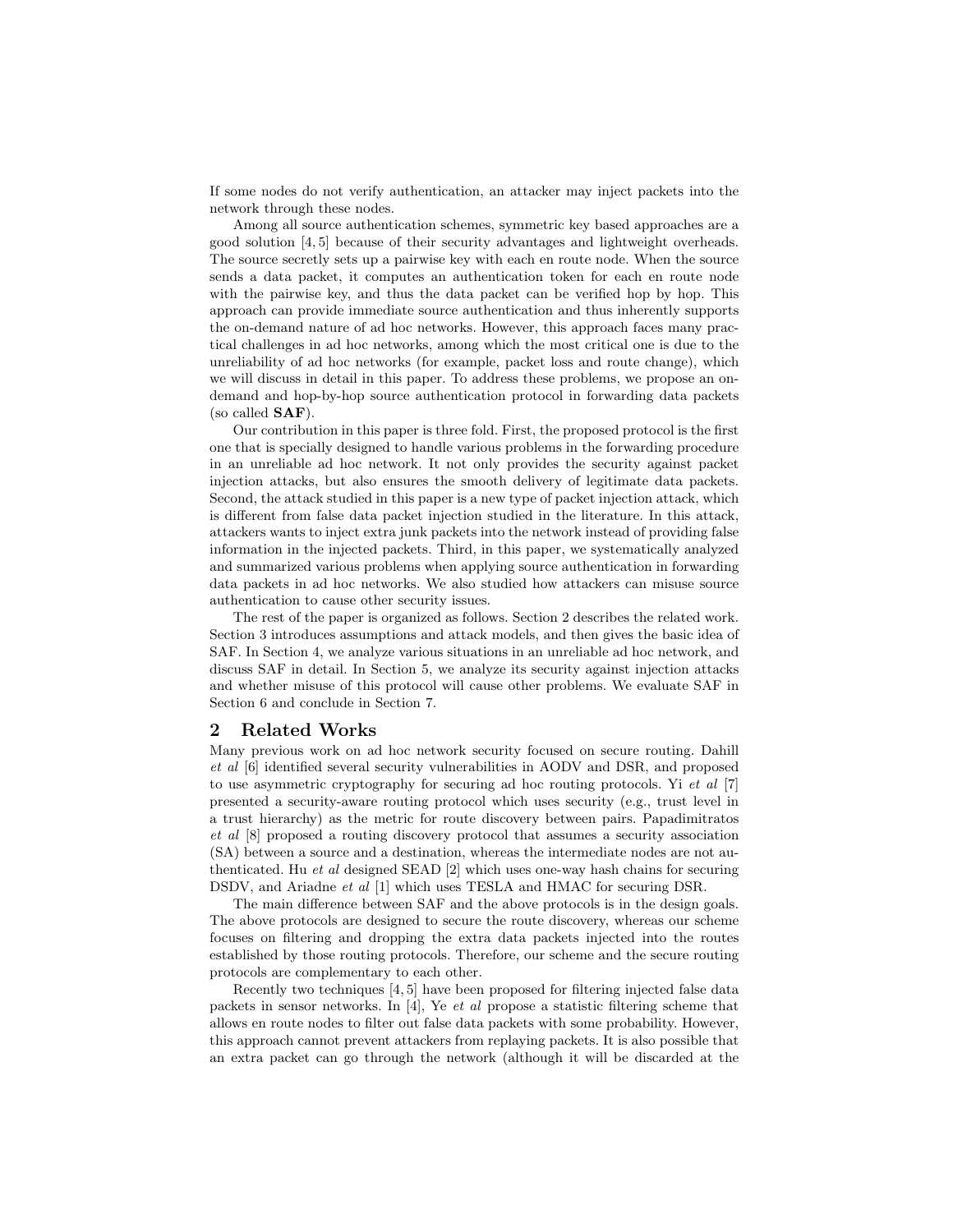If some nodes do not verify authentication, an attacker may inject packets into the network through these nodes.

Among all source authentication schemes, symmetric key based approaches are a good solution [4, 5] because of their security advantages and lightweight overheads. The source secretly sets up a pairwise key with each en route node. When the source sends a data packet, it computes an authentication token for each en route node with the pairwise key, and thus the data packet can be verified hop by hop. This approach can provide immediate source authentication and thus inherently supports the on-demand nature of ad hoc networks. However, this approach faces many practical challenges in ad hoc networks, among which the most critical one is due to the unreliability of ad hoc networks (for example, packet loss and route change), which we will discuss in detail in this paper. To address these problems, we propose an on-demand and hop-by-hop source authentication protocol in forwarding data packets (so called **SAF**).

Our contribution in this paper is three fold. First, the proposed protocol is the first one that is specially designed to handle various problems in the forwarding procedure in an unreliable ad hoc network. It not only provides the security against packet injection attacks, but also ensures the smooth delivery of legitimate data packets. Second, the attack studied in this paper is a new type of packet injection attack, which is different from false data packet injection studied in the literature. In this attack, attackers wants to inject extra junk packets into the network instead of providing false information in the injected packets. Third, in this paper, we systematically analyzed and summarized various problems when applying source authentication in forwarding data packets in ad hoc networks. We also studied how attackers can misuse source authentication to cause other security issues.

The rest of the paper is organized as follows. Section 2 describes the related work. Section 3 introduces assumptions and attack models, and then gives the basic idea of SAF. In Section 4, we analyze various situations in an unreliable ad hoc network, and discuss SAF in detail. In Section 5, we analyze its security against injection attacks and whether misuse of this protocol will cause other problems. We evaluate SAF in Section 6 and conclude in Section 7.

## 2 Related Works

Many previous work on ad hoc network security focused on secure routing. Dahill *et al* [6] identified several security vulnerabilities in AODV and DSR, and proposed to use asymmetric cryptography for securing ad hoc routing protocols. Yi *et al* [7] presented a security-aware routing protocol which uses security (e.g., trust level in a trust hierarchy) as the metric for route discovery between pairs. Papadimitratos *et al* [8] proposed a routing discovery protocol that assumes a security association (SA) between a source and a destination, whereas the intermediate nodes are not authenticated. Hu *et al* designed SEAD [2] which uses one-way hash chains for securing DSDV, and Ariadne *et al* [1] which uses TESLA and HMAC for securing DSR.

The main difference between SAF and the above protocols is in the design goals. The above protocols are designed to secure the route discovery, whereas our scheme focuses on filtering and dropping the extra data packets injected into the routes established by those routing protocols. Therefore, our scheme and the secure routing protocols are complementary to each other.

Recently two techniques [4, 5] have been proposed for filtering injected false data packets in sensor networks. In [4], Ye *et al* propose a statistic filtering scheme that allows en route nodes to filter out false data packets with some probability. However, this approach cannot prevent attackers from replaying packets. It is also possible that an extra packet can go through the network (although it will be discarded at the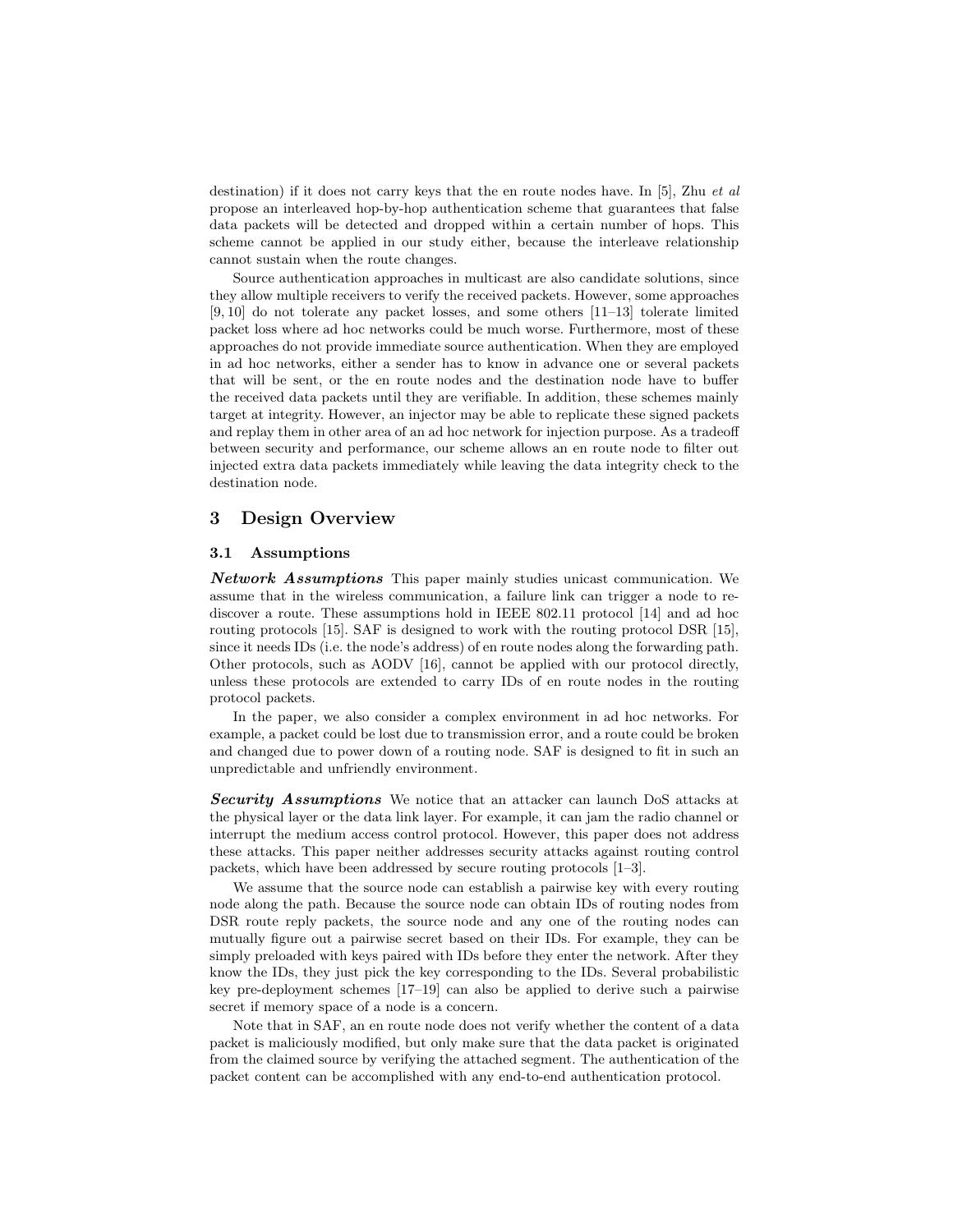destination) if it does not carry keys that the en route nodes have. In [5], Zhu *et al* propose an interleaved hop-by-hop authentication scheme that guarantees that false data packets will be detected and dropped within a certain number of hops. This scheme cannot be applied in our study either, because the interleave relationship cannot sustain when the route changes.

Source authentication approaches in multicast are also candidate solutions, since they allow multiple receivers to verify the received packets. However, some approaches [9, 10] do not tolerate any packet losses, and some others [11–13] tolerate limited packet loss where ad hoc networks could be much worse. Furthermore, most of these approaches do not provide immediate source authentication. When they are employed in ad hoc networks, either a sender has to know in advance one or several packets that will be sent, or the en route nodes and the destination node have to buffer the received data packets until they are verifiable. In addition, these schemes mainly target at integrity. However, an injector may be able to replicate these signed packets and replay them in other area of an ad hoc network for injection purpose. As a tradeoff between security and performance, our scheme allows an en route node to filter out injected extra data packets immediately while leaving the data integrity check to the destination node.

## 3 Design Overview

### 3.1 Assumptions

***Network Assumptions*** This paper mainly studies unicast communication. We assume that in the wireless communication, a failure link can trigger a node to rediscover a route. These assumptions hold in IEEE 802.11 protocol [14] and ad hoc routing protocols [15]. SAF is designed to work with the routing protocol DSR [15], since it needs IDs (i.e. the node's address) of en route nodes along the forwarding path. Other protocols, such as AODV [16], cannot be applied with our protocol directly, unless these protocols are extended to carry IDs of en route nodes in the routing protocol packets.

In the paper, we also consider a complex environment in ad hoc networks. For example, a packet could be lost due to transmission error, and a route could be broken and changed due to power down of a routing node. SAF is designed to fit in such an unpredictable and unfriendly environment.

***Security Assumptions*** We notice that an attacker can launch DoS attacks at the physical layer or the data link layer. For example, it can jam the radio channel or interrupt the medium access control protocol. However, this paper does not address these attacks. This paper neither addresses security attacks against routing control packets, which have been addressed by secure routing protocols [1–3].

We assume that the source node can establish a pairwise key with every routing node along the path. Because the source node can obtain IDs of routing nodes from DSR route reply packets, the source node and any one of the routing nodes can mutually figure out a pairwise secret based on their IDs. For example, they can be simply preloaded with keys paired with IDs before they enter the network. After they know the IDs, they just pick the key corresponding to the IDs. Several probabilistic key pre-deployment schemes [17–19] can also be applied to derive such a pairwise secret if memory space of a node is a concern.

Note that in SAF, an en route node does not verify whether the content of a data packet is maliciously modified, but only make sure that the data packet is originated from the claimed source by verifying the attached segment. The authentication of the packet content can be accomplished with any end-to-end authentication protocol.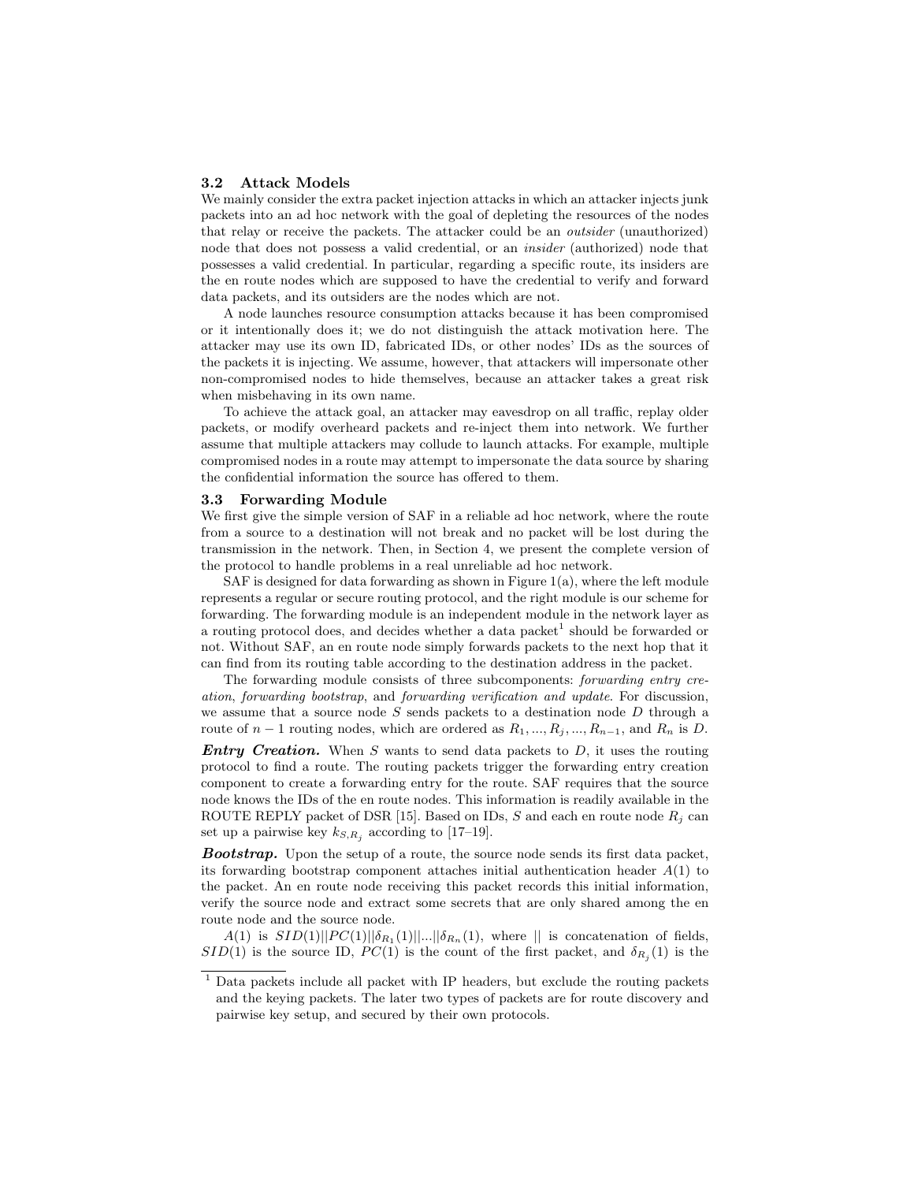### 3.2 Attack Models

We mainly consider the extra packet injection attacks in which an attacker injects junk packets into an ad hoc network with the goal of depleting the resources of the nodes that relay or receive the packets. The attacker could be an *outsider* (unauthorized) node that does not possess a valid credential, or an *insider* (authorized) node that possesses a valid credential. In particular, regarding a specific route, its insiders are the en route nodes which are supposed to have the credential to verify and forward data packets, and its outsiders are the nodes which are not.

A node launches resource consumption attacks because it has been compromised or it intentionally does it; we do not distinguish the attack motivation here. The attacker may use its own ID, fabricated IDs, or other nodes' IDs as the sources of the packets it is injecting. We assume, however, that attackers will impersonate other non-compromised nodes to hide themselves, because an attacker takes a great risk when misbehaving in its own name.

To achieve the attack goal, an attacker may eavesdrop on all traffic, replay older packets, or modify overheard packets and re-inject them into network. We further assume that multiple attackers may collude to launch attacks. For example, multiple compromised nodes in a route may attempt to impersonate the data source by sharing the confidential information the source has offered to them.

### 3.3 Forwarding Module

We first give the simple version of SAF in a reliable ad hoc network, where the route from a source to a destination will not break and no packet will be lost during the transmission in the network. Then, in Section 4, we present the complete version of the protocol to handle problems in a real unreliable ad hoc network.

SAF is designed for data forwarding as shown in Figure 1(a), where the left module represents a regular or secure routing protocol, and the right module is our scheme for forwarding. The forwarding module is an independent module in the network layer as a routing protocol does, and decides whether a data packet[1] should be forwarded or not. Without SAF, an en route node simply forwards packets to the next hop that it can find from its routing table according to the destination address in the packet.

The forwarding module consists of three subcomponents: *forwarding entry creation*, *forwarding bootstrap*, and *forwarding verification and update*. For discussion, we assume that a source node $S$ sends packets to a destination node $D$ through a route of $n-1$ routing nodes, which are ordered as $R_1, ..., R_j, ..., R_{n-1}$, and $R_n$ is $D$.

***Entry Creation.*** When $S$ wants to send data packets to $D$, it uses the routing protocol to find a route. The routing packets trigger the forwarding entry creation component to create a forwarding entry for the route. SAF requires that the source node knows the IDs of the en route nodes. This information is readily available in the ROUTE REPLY packet of DSR [15]. Based on IDs, $S$ and each en route node $R_j$ can set up a pairwise key $k_{S,R_j}$ according to [17–19].

***Bootstrap.*** Upon the setup of a route, the source node sends its first data packet, its forwarding bootstrap component attaches initial authentication header $A(1)$ to the packet. An en route node receiving this packet records this initial information, verify the source node and extract some secrets that are only shared among the en route node and the source node.

$A(1)$ is $SID(1)||PC(1)||\delta_{R_1}(1)||...||\delta_{R_n}(1)$, where $||$ is concatenation of fields, $SID(1)$ is the source ID, $PC(1)$ is the count of the first packet, and $\delta_{R_j}(1)$ is the

[1] Data packets include all packet with IP headers, but exclude the routing packets and the keying packets. The later two types of packets are for route discovery and pairwise key setup, and secured by their own protocols.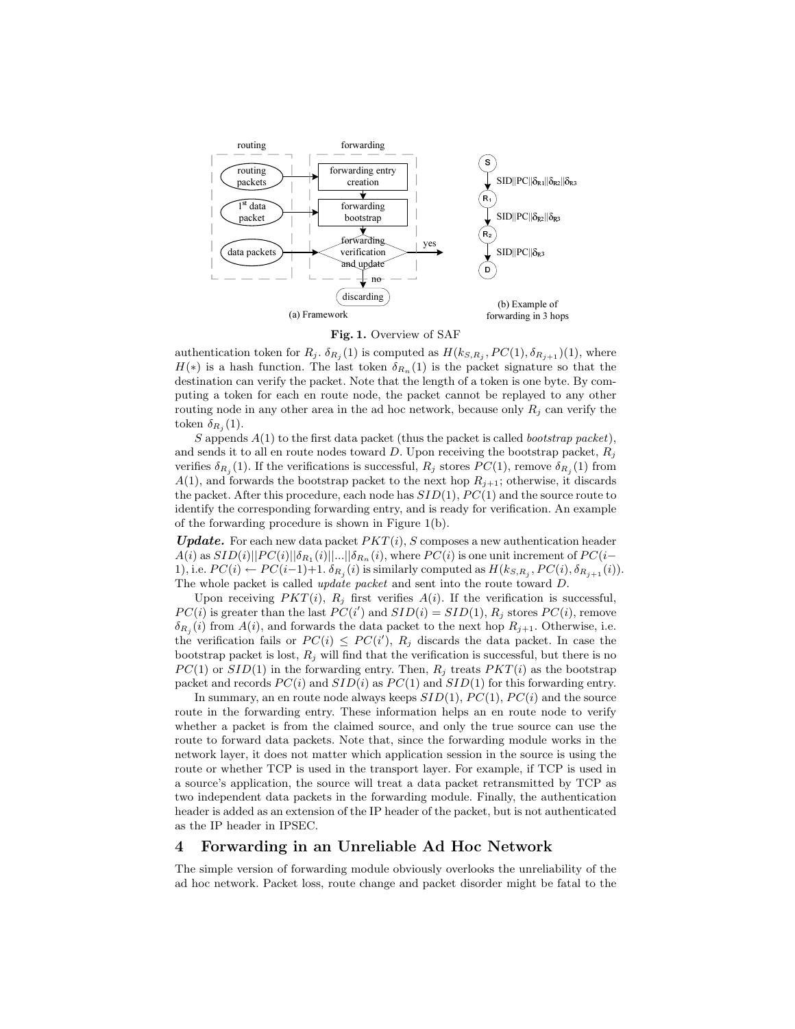Fig. 1. Overview of SAF

authentication token for $R_j$. $\delta_{R_j}(1)$ is computed as $H(k_{S,R_j}, PC(1), \delta_{R_{j+1}})(1)$, where $H(*)$ is a hash function. The last token $\delta_{R_n}(1)$ is the packet signature so that the destination can verify the packet. Note that the length of a token is one byte. By computing a token for each en route node, the packet cannot be replayed to any other routing node in any other area in the ad hoc network, because only $R_j$ can verify the token $\delta_{R_j}(1)$.

$S$ appends $A(1)$ to the first data packet (thus the packet is called *bootstrap packet*), and sends it to all en route nodes toward $D$. Upon receiving the bootstrap packet, $R_j$ verifies $\delta_{R_j}(1)$. If the verifications is successful, $R_j$ stores $PC(1)$, remove $\delta_{R_j}(1)$ from $A(1)$, and forwards the bootstrap packet to the next hop $R_{j+1}$; otherwise, it discards the packet. After this procedure, each node has $SID(1)$, $PC(1)$ and the source route to identify the corresponding forwarding entry, and is ready for verification. An example of the forwarding procedure is shown in Figure 1(b).

***Update.*** For each new data packet $PKT(i)$, $S$ composes a new authentication header $A(i)$ as $SID(i)||PC(i)||\delta_{R_1}(i)||...||\delta_{R_n}(i)$, where $PC(i)$ is one unit increment of $PC(i-1)$, i.e. $PC(i) \leftarrow PC(i-1)+1$. $\delta_{R_j}(i)$ is similarly computed as $H(k_{S,R_j}, PC(i), \delta_{R_{j+1}}(i))$. The whole packet is called *update packet* and sent into the route toward $D$.

Upon receiving $PKT(i)$, $R_j$ first verifies $A(i)$. If the verification is successful, $PC(i)$ is greater than the last $PC(i')$ and $SID(i) = SID(1)$, $R_j$ stores $PC(i)$, remove $\delta_{R_j}(i)$ from $A(i)$, and forwards the data packet to the next hop $R_{j+1}$. Otherwise, i.e. the verification fails or $PC(i) \leq PC(i')$, $R_j$ discards the data packet. In case the bootstrap packet is lost, $R_j$ will find that the verification is successful, but there is no $PC(1)$ or $SID(1)$ in the forwarding entry. Then, $R_j$ treats $PKT(i)$ as the bootstrap packet and records $PC(i)$ and $SID(i)$ as $PC(1)$ and $SID(1)$ for this forwarding entry.

In summary, an en route node always keeps $SID(1)$, $PC(1)$, $PC(i)$ and the source route in the forwarding entry. These information helps an en route node to verify whether a packet is from the claimed source, and only the true source can use the route to forward data packets. Note that, since the forwarding module works in the network layer, it does not matter which application session in the source is using the route or whether TCP is used in the transport layer. For example, if TCP is used in a source's application, the source will treat a data packet retransmitted by TCP as two independent data packets in the forwarding module. Finally, the authentication header is added as an extension of the IP header of the packet, but is not authenticated as the IP header in IPSEC.

## 4 Forwarding in an Unreliable Ad Hoc Network

The simple version of forwarding module obviously overlooks the unreliability of the ad hoc network. Packet loss, route change and packet disorder might be fatal to the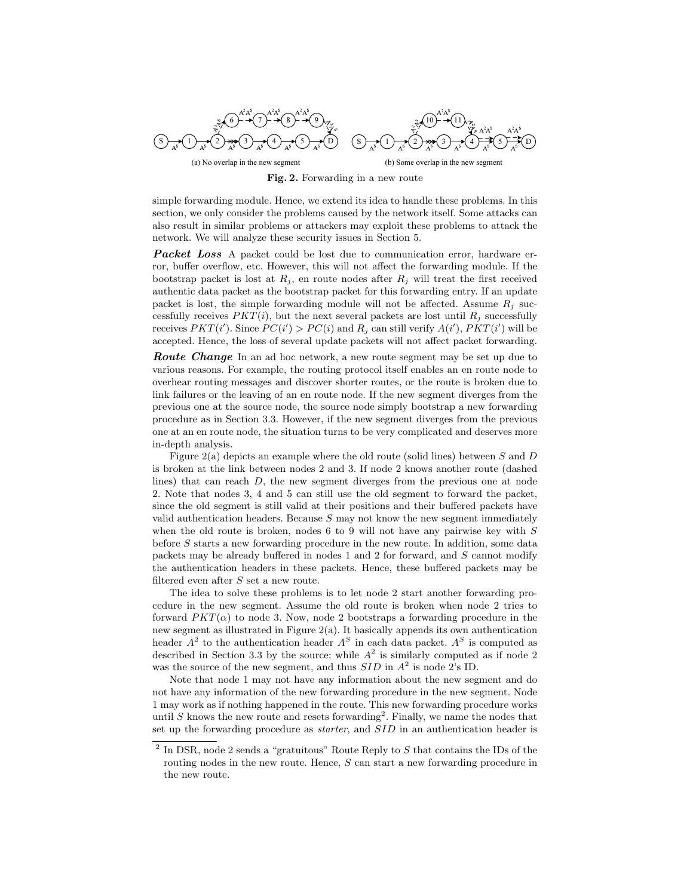(a) No overlap in the new segment

(b) Some overlap in the new segment

**Fig. 2.** Forwarding in a new route

simple forwarding module. Hence, we extend its idea to handle these problems. In this section, we only consider the problems caused by the network itself. Some attacks can also result in similar problems or attackers may exploit these problems to attack the network. We will analyze these security issues in Section 5.

***Packet Loss*** A packet could be lost due to communication error, hardware error, buffer overflow, etc. However, this will not affect the forwarding module. If the bootstrap packet is lost at $R_j$, en route nodes after $R_j$ will treat the first received authentic data packet as the bootstrap packet for this forwarding entry. If an update packet is lost, the simple forwarding module will not be affected. Assume $R_j$ successfully receives $PKT(i)$, but the next several packets are lost until $R_j$ successfully receives $PKT(i')$. Since $PC(i') > PC(i)$ and $R_j$ can still verify $A(i')$, $PKT(i')$ will be accepted. Hence, the loss of several update packets will not affect packet forwarding.

***Route Change*** In an ad hoc network, a new route segment may be set up due to various reasons. For example, the routing protocol itself enables an en route node to overhear routing messages and discover shorter routes, or the route is broken due to link failures or the leaving of an en route node. If the new segment diverges from the previous one at the source node, the source node simply bootstrap a new forwarding procedure as in Section 3.3. However, if the new segment diverges from the previous one at an en route node, the situation turns to be very complicated and deserves more in-depth analysis.

Figure 2(a) depicts an example where the old route (solid lines) between $S$ and $D$ is broken at the link between nodes 2 and 3. If node 2 knows another route (dashed lines) that can reach $D$, the new segment diverges from the previous one at node 2. Note that nodes 3, 4 and 5 can still use the old segment to forward the packet, since the old segment is still valid at their positions and their buffered packets have valid authentication headers. Because $S$ may not know the new segment immediately when the old route is broken, nodes 6 to 9 will not have any pairwise key with $S$ before $S$ starts a new forwarding procedure in the new route. In addition, some data packets may be already buffered in nodes 1 and 2 for forward, and $S$ cannot modify the authentication headers in these packets. Hence, these buffered packets may be filtered even after $S$ set a new route.

The idea to solve these problems is to let node 2 start another forwarding procedure in the new segment. Assume the old route is broken when node 2 tries to forward $PKT(\alpha)$ to node 3. Now, node 2 bootstraps a forwarding procedure in the new segment as illustrated in Figure 2(a). It basically appends its own authentication header $A^2$ to the authentication header $A^S$ in each data packet. $A^S$ is computed as described in Section 3.3 by the source; while $A^2$ is similarly computed as if node 2 was the source of the new segment, and thus $SID$ in $A^2$ is node 2's ID.

Note that node 1 may not have any information about the new segment and do not have any information of the new forwarding procedure in the new segment. Node 1 may work as if nothing happened in the route. This new forwarding procedure works until $S$ knows the new route and resets forwarding[2]. Finally, we name the nodes that set up the forwarding procedure as *starter*, and $SID$ in an authentication header is

[2] In DSR, node 2 sends a "gratuitous" Route Reply to $S$ that contains the IDs of the routing nodes in the new route. Hence, $S$ can start a new forwarding procedure in the new route.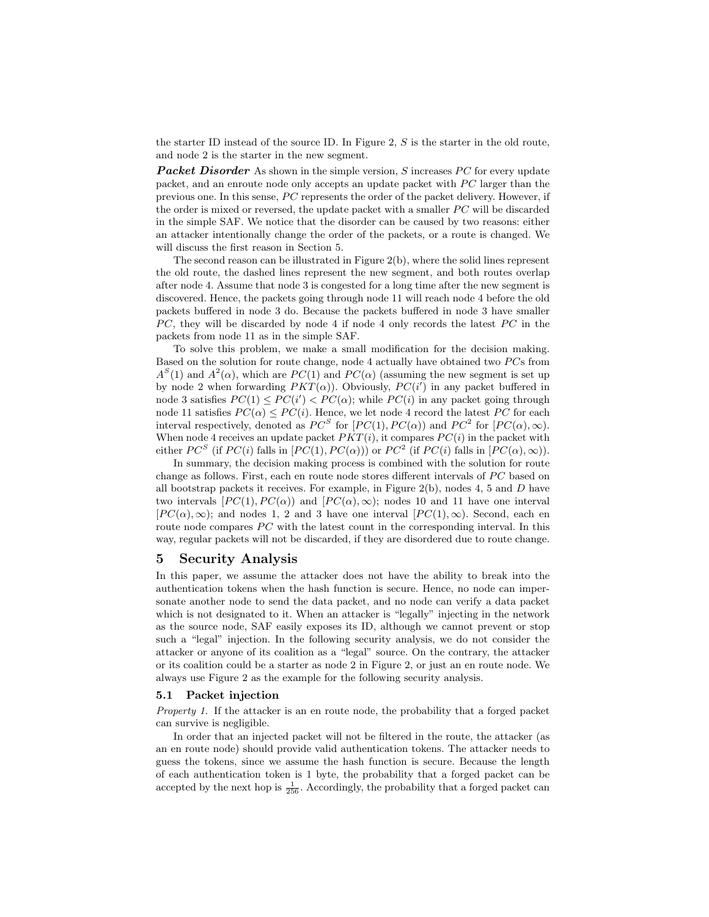the starter ID instead of the source ID. In Figure 2, $S$ is the starter in the old route, and node 2 is the starter in the new segment.

***Packet Disorder*** As shown in the simple version, $S$ increases $PC$ for every update packet, and an enroute node only accepts an update packet with $PC$ larger than the previous one. In this sense, $PC$ represents the order of the packet delivery. However, if the order is mixed or reversed, the update packet with a smaller $PC$ will be discarded in the simple SAF. We notice that the disorder can be caused by two reasons: either an attacker intentionally change the order of the packets, or a route is changed. We will discuss the first reason in Section 5.

The second reason can be illustrated in Figure 2(b), where the solid lines represent the old route, the dashed lines represent the new segment, and both routes overlap after node 4. Assume that node 3 is congested for a long time after the new segment is discovered. Hence, the packets going through node 11 will reach node 4 before the old packets buffered in node 3 do. Because the packets buffered in node 3 have smaller $PC$, they will be discarded by node 4 if node 4 only records the latest $PC$ in the packets from node 11 as in the simple SAF.

To solve this problem, we make a small modification for the decision making. Based on the solution for route change, node 4 actually have obtained two $PC$s from $A^S(1)$ and $A^2(\alpha)$, which are $PC(1)$ and $PC(\alpha)$ (assuming the new segment is set up by node 2 when forwarding $PKT(\alpha)$). Obviously, $PC(i')$ in any packet buffered in node 3 satisfies $PC(1) \leq PC(i') < PC(\alpha)$; while $PC(i)$ in any packet going through node 11 satisfies $PC(\alpha) \leq PC(i)$. Hence, we let node 4 record the latest $PC$ for each interval respectively, denoted as $PC^S$ for $[PC(1), PC(\alpha))$ and $PC^2$ for $[PC(\alpha), \infty)$. When node 4 receives an update packet $PKT(i)$, it compares $PC(i)$ in the packet with either $PC^S$ (if $PC(i)$ falls in $[PC(1), PC(\alpha))$) or $PC^2$ (if $PC(i)$ falls in $[PC(\alpha), \infty)$).

In summary, the decision making process is combined with the solution for route change as follows. First, each en route node stores different intervals of $PC$ based on all bootstrap packets it receives. For example, in Figure 2(b), nodes 4, 5 and $D$ have two intervals $[PC(1), PC(\alpha))$ and $[PC(\alpha), \infty)$; nodes 10 and 11 have one interval $[PC(\alpha), \infty)$; and nodes 1, 2 and 3 have one interval $[PC(1), \infty)$. Second, each en route node compares $PC$ with the latest count in the corresponding interval. In this way, regular packets will not be discarded, if they are disordered due to route change.

## 5 Security Analysis

In this paper, we assume the attacker does not have the ability to break into the authentication tokens when the hash function is secure. Hence, no node can impersonate another node to send the data packet, and no node can verify a data packet which is not designated to it. When an attacker is "legally" injecting in the network as the source node, SAF easily exposes its ID, although we cannot prevent or stop such a "legal" injection. In the following security analysis, we do not consider the attacker or anyone of its coalition as a "legal" source. On the contrary, the attacker or its coalition could be a starter as node 2 in Figure 2, or just an en route node. We always use Figure 2 as the example for the following security analysis.

### 5.1 Packet injection

*Property 1.* If the attacker is an en route node, the probability that a forged packet can survive is negligible.

In order that an injected packet will not be filtered in the route, the attacker (as an en route node) should provide valid authentication tokens. The attacker needs to guess the tokens, since we assume the hash function is secure. Because the length of each authentication token is 1 byte, the probability that a forged packet can be accepted by the next hop is $\frac{1}{256}$. Accordingly, the probability that a forged packet can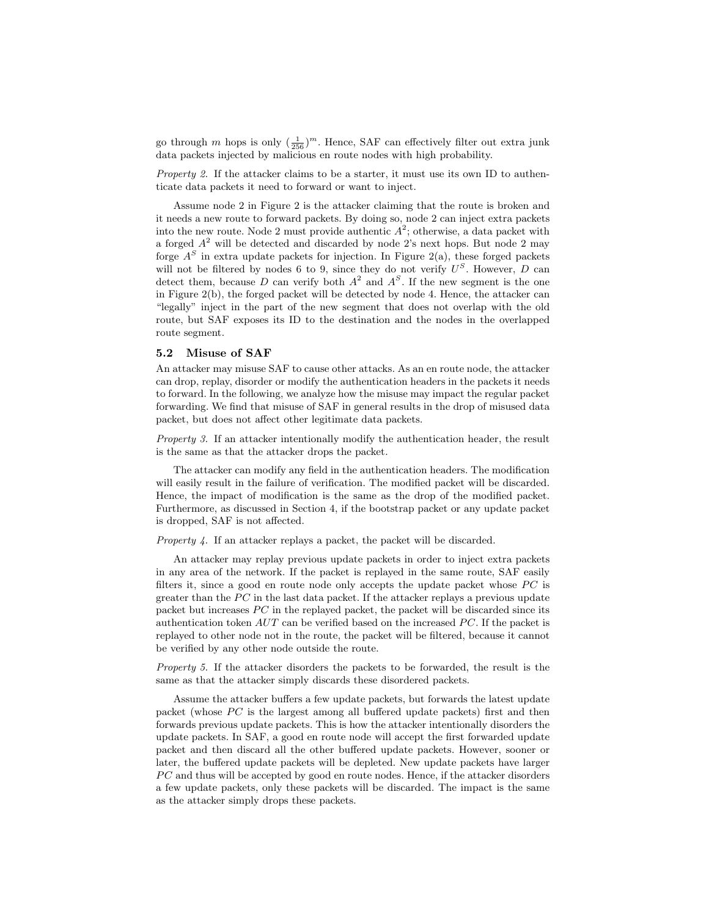go through $m$ hops is only $(\frac{1}{256})^m$. Hence, SAF can effectively filter out extra junk data packets injected by malicious en route nodes with high probability.

*Property 2.* If the attacker claims to be a starter, it must use its own ID to authenticate data packets it need to forward or want to inject.

Assume node 2 in Figure 2 is the attacker claiming that the route is broken and it needs a new route to forward packets. By doing so, node 2 can inject extra packets into the new route. Node 2 must provide authentic $A^2$; otherwise, a data packet with a forged $A^2$ will be detected and discarded by node 2's next hops. But node 2 may forge $A^S$ in extra update packets for injection. In Figure 2(a), these forged packets will not be filtered by nodes 6 to 9, since they do not verify $U^S$. However, $D$ can detect them, because $D$ can verify both $A^2$ and $A^S$. If the new segment is the one in Figure 2(b), the forged packet will be detected by node 4. Hence, the attacker can "legally" inject in the part of the new segment that does not overlap with the old route, but SAF exposes its ID to the destination and the nodes in the overlapped route segment.

### 5.2 Misuse of SAF

An attacker may misuse SAF to cause other attacks. As an en route node, the attacker can drop, replay, disorder or modify the authentication headers in the packets it needs to forward. In the following, we analyze how the misuse may impact the regular packet forwarding. We find that misuse of SAF in general results in the drop of misused data packet, but does not affect other legitimate data packets.

*Property 3.* If an attacker intentionally modify the authentication header, the result is the same as that the attacker drops the packet.

The attacker can modify any field in the authentication headers. The modification will easily result in the failure of verification. The modified packet will be discarded. Hence, the impact of modification is the same as the drop of the modified packet. Furthermore, as discussed in Section 4, if the bootstrap packet or any update packet is dropped, SAF is not affected.

*Property 4.* If an attacker replays a packet, the packet will be discarded.

An attacker may replay previous update packets in order to inject extra packets in any area of the network. If the packet is replayed in the same route, SAF easily filters it, since a good en route node only accepts the update packet whose $PC$ is greater than the $PC$ in the last data packet. If the attacker replays a previous update packet but increases $PC$ in the replayed packet, the packet will be discarded since its authentication token $AUT$ can be verified based on the increased $PC$. If the packet is replayed to other node not in the route, the packet will be filtered, because it cannot be verified by any other node outside the route.

*Property 5.* If the attacker disorders the packets to be forwarded, the result is the same as that the attacker simply discards these disordered packets.

Assume the attacker buffers a few update packets, but forwards the latest update packet (whose $PC$ is the largest among all buffered update packets) first and then forwards previous update packets. This is how the attacker intentionally disorders the update packets. In SAF, a good en route node will accept the first forwarded update packet and then discard all the other buffered update packets. However, sooner or later, the buffered update packets will be depleted. New update packets have larger $PC$ and thus will be accepted by good en route nodes. Hence, if the attacker disorders a few update packets, only these packets will be discarded. The impact is the same as the attacker simply drops these packets.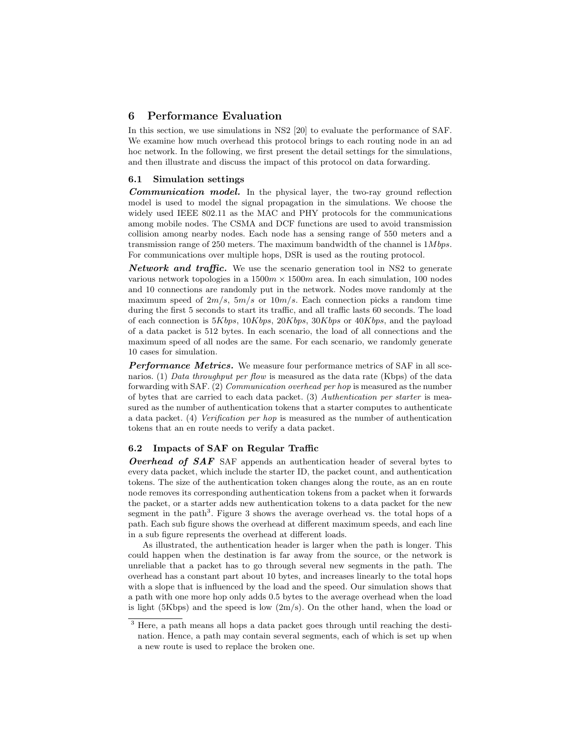## 6 Performance Evaluation

In this section, we use simulations in NS2 [20] to evaluate the performance of SAF. We examine how much overhead this protocol brings to each routing node in an ad hoc network. In the following, we first present the detail settings for the simulations, and then illustrate and discuss the impact of this protocol on data forwarding.

### 6.1 Simulation settings

***Communication model.*** In the physical layer, the two-ray ground reflection model is used to model the signal propagation in the simulations. We choose the widely used IEEE 802.11 as the MAC and PHY protocols for the communications among mobile nodes. The CSMA and DCF functions are used to avoid transmission collision among nearby nodes. Each node has a sensing range of 550 meters and a transmission range of 250 meters. The maximum bandwidth of the channel is $1Mbps$. For communications over multiple hops, DSR is used as the routing protocol.

***Network and traffic.*** We use the scenario generation tool in NS2 to generate various network topologies in a $1500m \times 1500m$ area. In each simulation, 100 nodes and 10 connections are randomly put in the network. Nodes move randomly at the maximum speed of $2m/s$, $5m/s$ or $10m/s$. Each connection picks a random time during the first 5 seconds to start its traffic, and all traffic lasts 60 seconds. The load of each connection is $5Kbps$, $10Kbps$, $20Kbps$, $30Kbps$ or $40Kbps$, and the payload of a data packet is 512 bytes. In each scenario, the load of all connections and the maximum speed of all nodes are the same. For each scenario, we randomly generate 10 cases for simulation.

***Performance Metrics.*** We measure four performance metrics of SAF in all scenarios. (1) *Data throughput per flow* is measured as the data rate (Kbps) of the data forwarding with SAF. (2) *Communication overhead per hop* is measured as the number of bytes that are carried to each data packet. (3) *Authentication per starter* is measured as the number of authentication tokens that a starter computes to authenticate a data packet. (4) *Verification per hop* is measured as the number of authentication tokens that an en route needs to verify a data packet.

### 6.2 Impacts of SAF on Regular Traffic

***Overhead of SAF*** SAF appends an authentication header of several bytes to every data packet, which include the starter ID, the packet count, and authentication tokens. The size of the authentication token changes along the route, as an en route node removes its corresponding authentication tokens from a packet when it forwards the packet, or a starter adds new authentication tokens to a data packet for the new segment in the path[3]. Figure 3 shows the average overhead vs. the total hops of a path. Each sub figure shows the overhead at different maximum speeds, and each line in a sub figure represents the overhead at different loads.

As illustrated, the authentication header is larger when the path is longer. This could happen when the destination is far away from the source, or the network is unreliable that a packet has to go through several new segments in the path. The overhead has a constant part about 10 bytes, and increases linearly to the total hops with a slope that is influenced by the load and the speed. Our simulation shows that a path with one more hop only adds 0.5 bytes to the average overhead when the load is light (5Kbps) and the speed is low (2m/s). On the other hand, when the load or

[3] Here, a path means all hops a data packet goes through until reaching the destination. Hence, a path may contain several segments, each of which is set up when a new route is used to replace the broken one.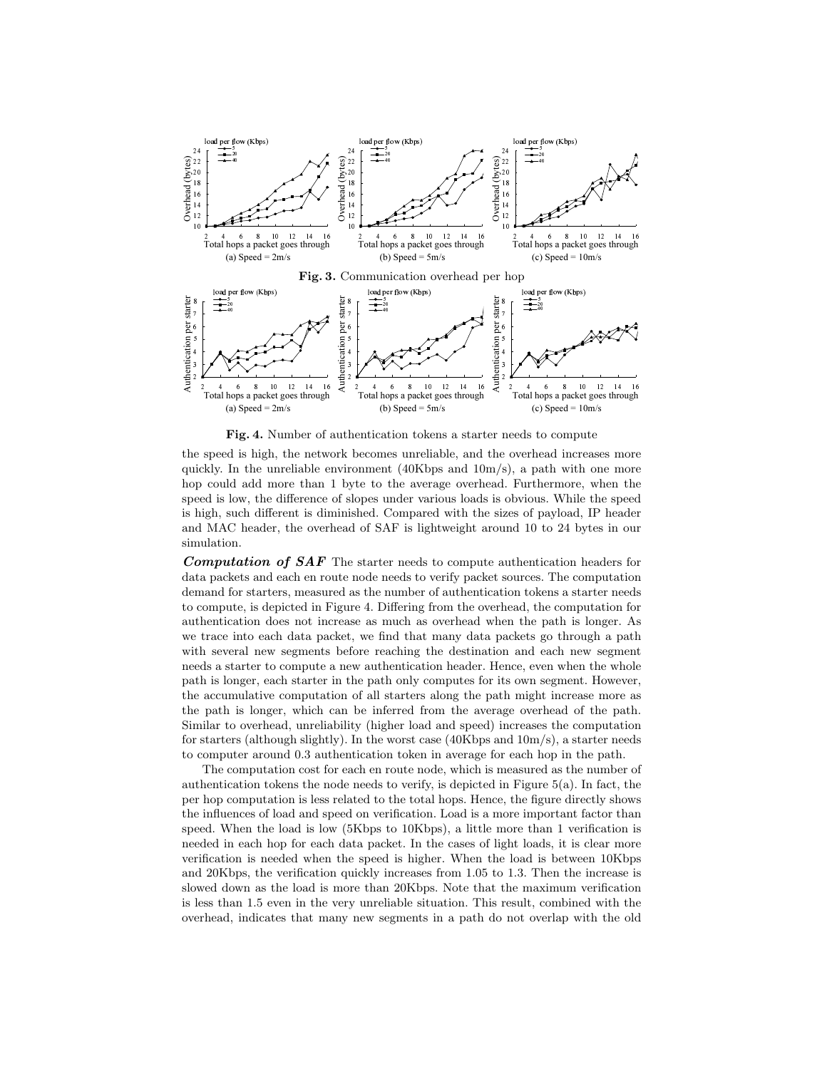**Fig. 3.** Communication overhead per hop

**Fig. 4.** Number of authentication tokens a starter needs to compute

the speed is high, the network becomes unreliable, and the overhead increases more quickly. In the unreliable environment (40Kbps and 10m/s), a path with one more hop could add more than 1 byte to the average overhead. Furthermore, when the speed is low, the difference of slopes under various loads is obvious. While the speed is high, such different is diminished. Compared with the sizes of payload, IP header and MAC header, the overhead of SAF is lightweight around 10 to 24 bytes in our simulation.

***Computation of SAF*** The starter needs to compute authentication headers for data packets and each en route node needs to verify packet sources. The computation demand for starters, measured as the number of authentication tokens a starter needs to compute, is depicted in Figure 4. Differing from the overhead, the computation for authentication does not increase as much as overhead when the path is longer. As we trace into each data packet, we find that many data packets go through a path with several new segments before reaching the destination and each new segment needs a starter to compute a new authentication header. Hence, even when the whole path is longer, each starter in the path only computes for its own segment. However, the accumulative computation of all starters along the path might increase more as the path is longer, which can be inferred from the average overhead of the path. Similar to overhead, unreliability (higher load and speed) increases the computation for starters (although slightly). In the worst case (40Kbps and 10m/s), a starter needs to computer around 0.3 authentication token in average for each hop in the path.

The computation cost for each en route node, which is measured as the number of authentication tokens the node needs to verify, is depicted in Figure 5(a). In fact, the per hop computation is less related to the total hops. Hence, the figure directly shows the influences of load and speed on verification. Load is a more important factor than speed. When the load is low (5Kbps to 10Kbps), a little more than 1 verification is needed in each hop for each data packet. In the cases of light loads, it is clear more verification is needed when the speed is higher. When the load is between 10Kbps and 20Kbps, the verification quickly increases from 1.05 to 1.3. Then the increase is slowed down as the load is more than 20Kbps. Note that the maximum verification is less than 1.5 even in the very unreliable situation. This result, combined with the overhead, indicates that many new segments in a path do not overlap with the old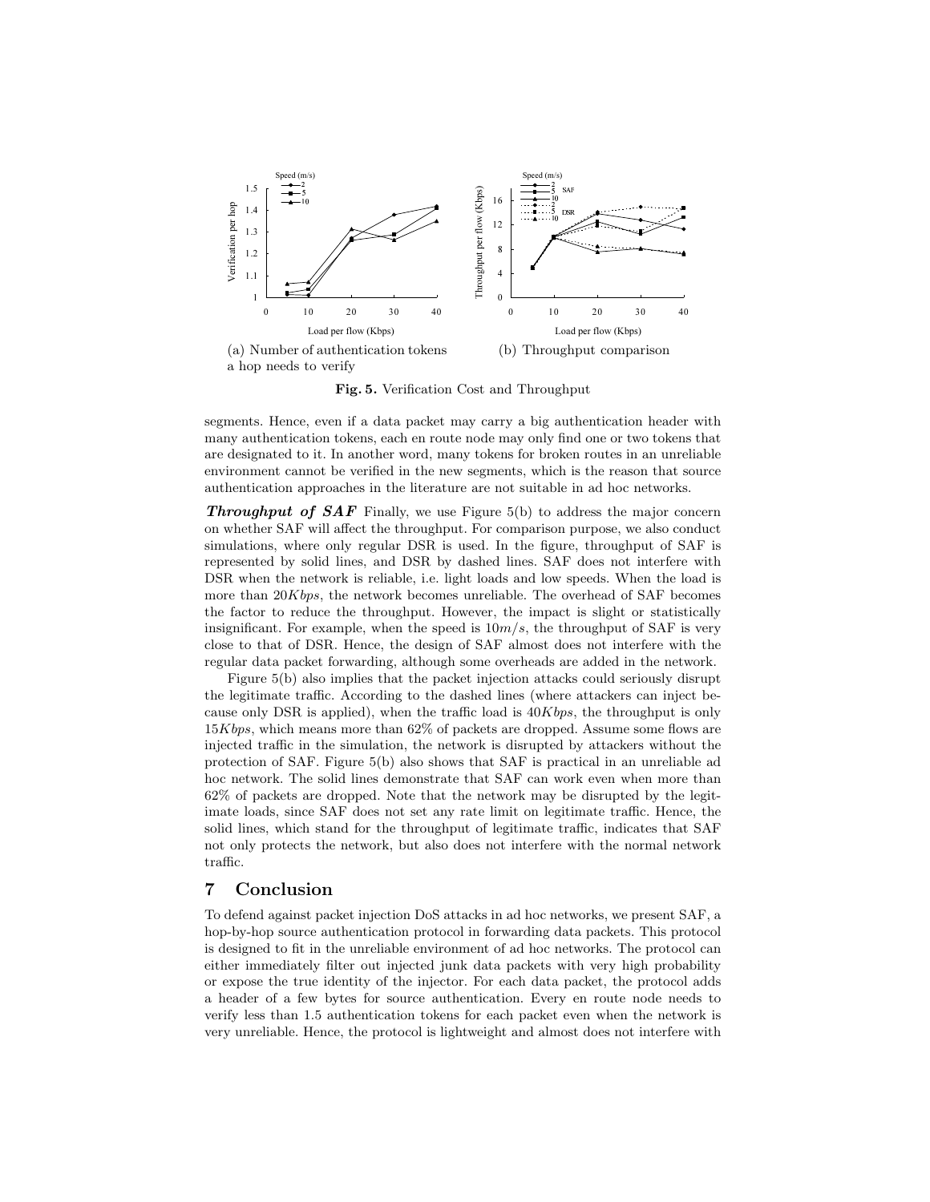(a) Number of authentication tokens a hop needs to verify

(b) Throughput comparison

**Fig. 5.** Verification Cost and Throughput

segments. Hence, even if a data packet may carry a big authentication header with many authentication tokens, each en route node may only find one or two tokens that are designated to it. In another word, many tokens for broken routes in an unreliable environment cannot be verified in the new segments, which is the reason that source authentication approaches in the literature are not suitable in ad hoc networks.

***Throughput of SAF*** Finally, we use Figure 5(b) to address the major concern on whether SAF will affect the throughput. For comparison purpose, we also conduct simulations, where only regular DSR is used. In the figure, throughput of SAF is represented by solid lines, and DSR by dashed lines. SAF does not interfere with DSR when the network is reliable, i.e. light loads and low speeds. When the load is more than $20Kbps$, the network becomes unreliable. The overhead of SAF becomes the factor to reduce the throughput. However, the impact is slight or statistically insignificant. For example, when the speed is $10m/s$, the throughput of SAF is very close to that of DSR. Hence, the design of SAF almost does not interfere with the regular data packet forwarding, although some overheads are added in the network.

Figure 5(b) also implies that the packet injection attacks could seriously disrupt the legitimate traffic. According to the dashed lines (where attackers can inject because only DSR is applied), when the traffic load is $40Kbps$, the throughput is only $15Kbps$, which means more than 62% of packets are dropped. Assume some flows are injected traffic in the simulation, the network is disrupted by attackers without the protection of SAF. Figure 5(b) also shows that SAF is practical in an unreliable ad hoc network. The solid lines demonstrate that SAF can work even when more than 62% of packets are dropped. Note that the network may be disrupted by the legitimate loads, since SAF does not set any rate limit on legitimate traffic. Hence, the solid lines, which stand for the throughput of legitimate traffic, indicates that SAF not only protects the network, but also does not interfere with the normal network traffic.

## 7 Conclusion

To defend against packet injection DoS attacks in ad hoc networks, we present SAF, a hop-by-hop source authentication protocol in forwarding data packets. This protocol is designed to fit in the unreliable environment of ad hoc networks. The protocol can either immediately filter out injected junk data packets with very high probability or expose the true identity of the injector. For each data packet, the protocol adds a header of a few bytes for source authentication. Every en route node needs to verify less than 1.5 authentication tokens for each packet even when the network is very unreliable. Hence, the protocol is lightweight and almost does not interfere with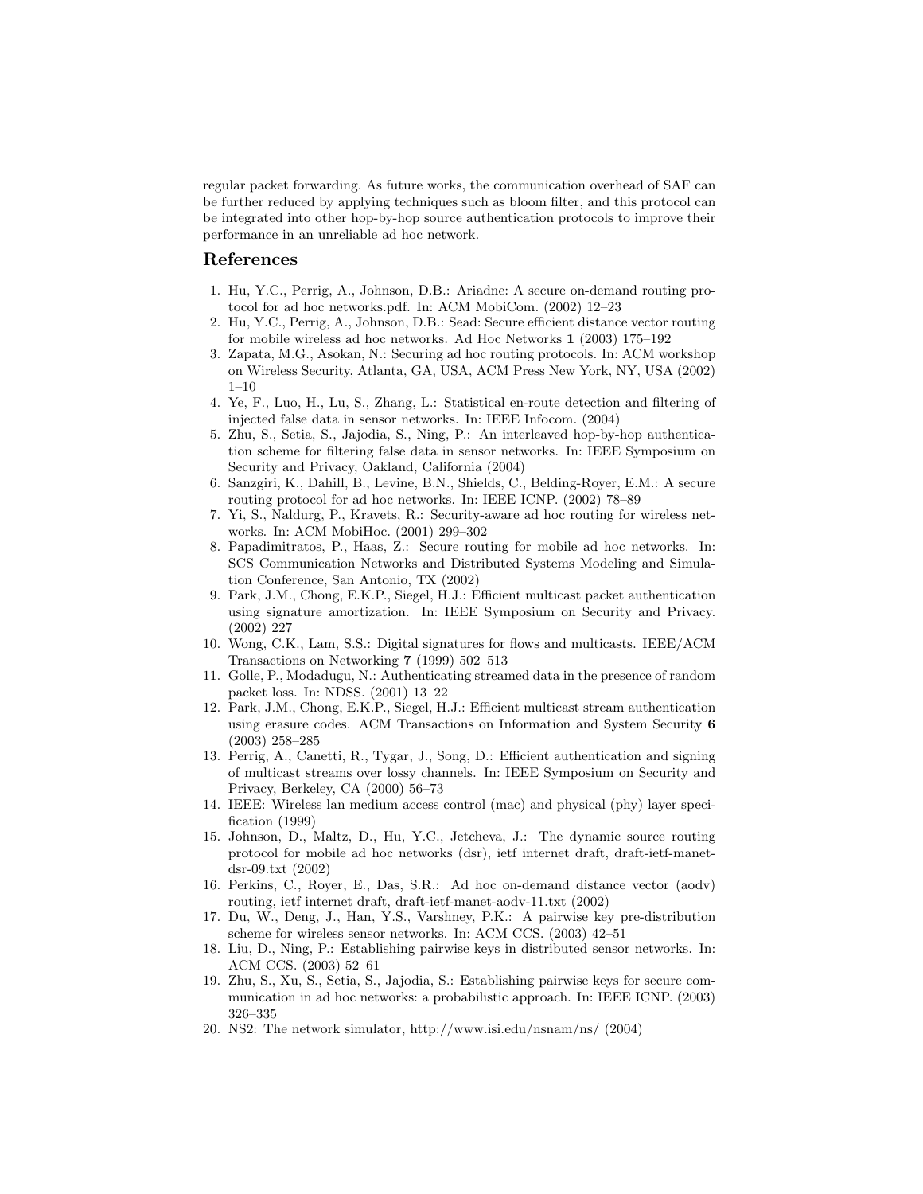regular packet forwarding. As future works, the communication overhead of SAF can be further reduced by applying techniques such as bloom filter, and this protocol can be integrated into other hop-by-hop source authentication protocols to improve their performance in an unreliable ad hoc network.

## References

1. Hu, Y.C., Perrig, A., Johnson, D.B.: Ariadne: A secure on-demand routing protocol for ad hoc networks.pdf. In: ACM MobiCom. (2002) 12–23
2. Hu, Y.C., Perrig, A., Johnson, D.B.: Sead: Secure efficient distance vector routing for mobile wireless ad hoc networks. Ad Hoc Networks **1** (2003) 175–192
3. Zapata, M.G., Asokan, N.: Securing ad hoc routing protocols. In: ACM workshop on Wireless Security, Atlanta, GA, USA, ACM Press New York, NY, USA (2002) 1–10
4. Ye, F., Luo, H., Lu, S., Zhang, L.: Statistical en-route detection and filtering of injected false data in sensor networks. In: IEEE Infocom. (2004)
5. Zhu, S., Setia, S., Jajodia, S., Ning, P.: An interleaved hop-by-hop authentication scheme for filtering false data in sensor networks. In: IEEE Symposium on Security and Privacy, Oakland, California (2004)
6. Sanzgiri, K., Dahill, B., Levine, B.N., Shields, C., Belding-Royer, E.M.: A secure routing protocol for ad hoc networks. In: IEEE ICNP. (2002) 78–89
7. Yi, S., Naldurg, P., Kravets, R.: Security-aware ad hoc routing for wireless networks. In: ACM MobiHoc. (2001) 299–302
8. Papadimitratos, P., Haas, Z.: Secure routing for mobile ad hoc networks. In: SCS Communication Networks and Distributed Systems Modeling and Simulation Conference, San Antonio, TX (2002)
9. Park, J.M., Chong, E.K.P., Siegel, H.J.: Efficient multicast packet authentication using signature amortization. In: IEEE Symposium on Security and Privacy. (2002) 227
10. Wong, C.K., Lam, S.S.: Digital signatures for flows and multicasts. IEEE/ACM Transactions on Networking **7** (1999) 502–513
11. Golle, P., Modadugu, N.: Authenticating streamed data in the presence of random packet loss. In: NDSS. (2001) 13–22
12. Park, J.M., Chong, E.K.P., Siegel, H.J.: Efficient multicast stream authentication using erasure codes. ACM Transactions on Information and System Security **6** (2003) 258–285
13. Perrig, A., Canetti, R., Tygar, J., Song, D.: Efficient authentication and signing of multicast streams over lossy channels. In: IEEE Symposium on Security and Privacy, Berkeley, CA (2000) 56–73
14. IEEE: Wireless lan medium access control (mac) and physical (phy) layer specification (1999)
15. Johnson, D., Maltz, D., Hu, Y.C., Jetcheva, J.: The dynamic source routing protocol for mobile ad hoc networks (dsr), ietf internet draft, draft-ietf-manet-dsr-09.txt (2002)
16. Perkins, C., Royer, E., Das, S.R.: Ad hoc on-demand distance vector (aodv) routing, ietf internet draft, draft-ietf-manet-aodv-11.txt (2002)
17. Du, W., Deng, J., Han, Y.S., Varshney, P.K.: A pairwise key pre-distribution scheme for wireless sensor networks. In: ACM CCS. (2003) 42–51
18. Liu, D., Ning, P.: Establishing pairwise keys in distributed sensor networks. In: ACM CCS. (2003) 52–61
19. Zhu, S., Xu, S., Setia, S., Jajodia, S.: Establishing pairwise keys for secure communication in ad hoc networks: a probabilistic approach. In: IEEE ICNP. (2003) 326–335
20. NS2: The network simulator, http://www.isi.edu/nsnam/ns/ (2004)